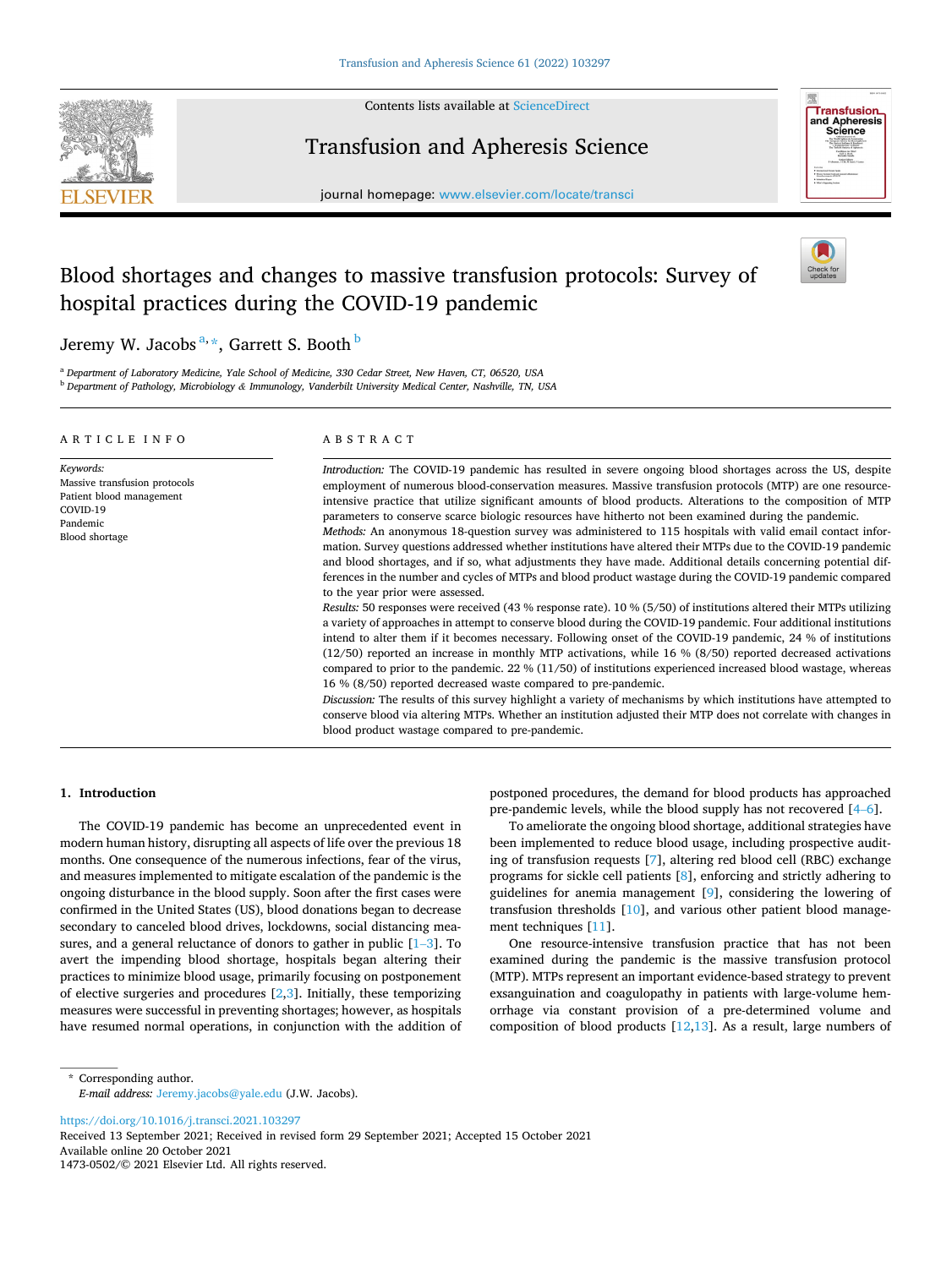# Blood shortages and changes to massive transfusion protocols: Survey of hospital practices during the COVID-19 pandemic

Jeremy W. Jacobs [a,*], Garrett S. Booth [b]

[a] Department of Laboratory Medicine, Yale School of Medicine, 330 Cedar Street, New Haven, CT, 06520, USA
[b] Department of Pathology, Microbiology & Immunology, Vanderbilt University Medical Center, Nashville, TN, USA

## ARTICLE INFO

*Keywords:*
Massive transfusion protocols
Patient blood management
COVID-19
Pandemic
Blood shortage

## ABSTRACT

*Introduction:* The COVID-19 pandemic has resulted in severe ongoing blood shortages across the US, despite employment of numerous blood-conservation measures. Massive transfusion protocols (MTP) are one resource-intensive practice that utilize significant amounts of blood products. Alterations to the composition of MTP parameters to conserve scarce biologic resources have hitherto not been examined during the pandemic.

*Methods:* An anonymous 18-question survey was administered to 115 hospitals with valid email contact information. Survey questions addressed whether institutions have altered their MTPs due to the COVID-19 pandemic and blood shortages, and if so, what adjustments they have made. Additional details concerning potential differences in the number and cycles of MTPs and blood product wastage during the COVID-19 pandemic compared to the year prior were assessed.

*Results:* 50 responses were received (43 % response rate). 10 % (5/50) of institutions altered their MTPs utilizing a variety of approaches in attempt to conserve blood during the COVID-19 pandemic. Four additional institutions intend to alter them if it becomes necessary. Following onset of the COVID-19 pandemic, 24 % of institutions (12/50) reported an increase in monthly MTP activations, while 16 % (8/50) reported decreased activations compared to prior to the pandemic. 22 % (11/50) of institutions experienced increased blood wastage, whereas 16 % (8/50) reported decreased waste compared to pre-pandemic.

*Discussion:* The results of this survey highlight a variety of mechanisms by which institutions have attempted to conserve blood via altering MTPs. Whether an institution adjusted their MTP does not correlate with changes in blood product wastage compared to pre-pandemic.

## 1. Introduction

The COVID-19 pandemic has become an unprecedented event in modern human history, disrupting all aspects of life over the previous 18 months. One consequence of the numerous infections, fear of the virus, and measures implemented to mitigate escalation of the pandemic is the ongoing disturbance in the blood supply. Soon after the first cases were confirmed in the United States (US), blood donations began to decrease secondary to canceled blood drives, lockdowns, social distancing measures, and a general reluctance of donors to gather in public [1–3]. To avert the impending blood shortage, hospitals began altering their practices to minimize blood usage, primarily focusing on postponement of elective surgeries and procedures [2,3]. Initially, these temporizing measures were successful in preventing shortages; however, as hospitals have resumed normal operations, in conjunction with the addition of postponed procedures, the demand for blood products has approached pre-pandemic levels, while the blood supply has not recovered [4–6].

To ameliorate the ongoing blood shortage, additional strategies have been implemented to reduce blood usage, including prospective auditing of transfusion requests [7], altering red blood cell (RBC) exchange programs for sickle cell patients [8], enforcing and strictly adhering to guidelines for anemia management [9], considering the lowering of transfusion thresholds [10], and various other patient blood management techniques [11].

One resource-intensive transfusion practice that has not been examined during the pandemic is the massive transfusion protocol (MTP). MTPs represent an important evidence-based strategy to prevent exsanguination and coagulopathy in patients with large-volume hemorrhage via constant provision of a pre-determined volume and composition of blood products [12,13]. As a result, large numbers of

\* Corresponding author.
*E-mail address:* Jeremy.jacobs@yale.edu (J.W. Jacobs).

https://doi.org/10.1016/j.transci.2021.103297
Received 13 September 2021; Received in revised form 29 September 2021; Accepted 15 October 2021
Available online 20 October 2021
1473-0502/© 2021 Elsevier Ltd. All rights reserved.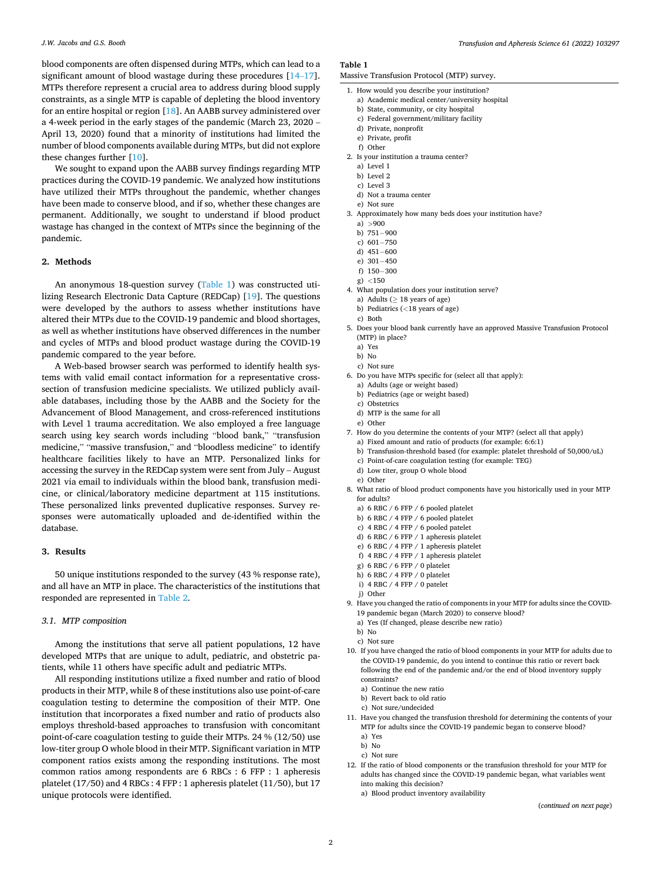blood components are often dispensed during MTPs, which can lead to a significant amount of blood wastage during these procedures [14–17]. MTPs therefore represent a crucial area to address during blood supply constraints, as a single MTP is capable of depleting the blood inventory for an entire hospital or region [18]. An AABB survey administered over a 4-week period in the early stages of the pandemic (March 23, 2020 – April 13, 2020) found that a minority of institutions had limited the number of blood components available during MTPs, but did not explore these changes further [10].

We sought to expand upon the AABB survey findings regarding MTP practices during the COVID-19 pandemic. We analyzed how institutions have utilized their MTPs throughout the pandemic, whether changes have been made to conserve blood, and if so, whether these changes are permanent. Additionally, we sought to understand if blood product wastage has changed in the context of MTPs since the beginning of the pandemic.

## 2. Methods

An anonymous 18-question survey (Table 1) was constructed utilizing Research Electronic Data Capture (REDCap) [19]. The questions were developed by the authors to assess whether institutions have altered their MTPs due to the COVID-19 pandemic and blood shortages, as well as whether institutions have observed differences in the number and cycles of MTPs and blood product wastage during the COVID-19 pandemic compared to the year before.

A Web-based browser search was performed to identify health systems with valid email contact information for a representative cross-section of transfusion medicine specialists. We utilized publicly available databases, including those by the AABB and the Society for the Advancement of Blood Management, and cross-referenced institutions with Level 1 trauma accreditation. We also employed a free language search using key search words including "blood bank," "transfusion medicine," "massive transfusion," and "bloodless medicine" to identify healthcare facilities likely to have an MTP. Personalized links for accessing the survey in the REDCap system were sent from July – August 2021 via email to individuals within the blood bank, transfusion medicine, or clinical/laboratory medicine department at 115 institutions. These personalized links prevented duplicative responses. Survey responses were automatically uploaded and de-identified within the database.

## 3. Results

50 unique institutions responded to the survey (43 % response rate), and all have an MTP in place. The characteristics of the institutions that responded are represented in Table 2.

### 3.1. MTP composition

Among the institutions that serve all patient populations, 12 have developed MTPs that are unique to adult, pediatric, and obstetric patients, while 11 others have specific adult and pediatric MTPs.

All responding institutions utilize a fixed number and ratio of blood products in their MTP, while 8 of these institutions also use point-of-care coagulation testing to determine the composition of their MTP. One institution that incorporates a fixed number and ratio of products also employs threshold-based approaches to transfusion with concomitant point-of-care coagulation testing to guide their MTPs. 24 % (12/50) use low-titer group O whole blood in their MTP. Significant variation in MTP component ratios exists among the responding institutions. The most common ratios among respondents are 6 RBCs : 6 FFP : 1 apheresis platelet (17/50) and 4 RBCs : 4 FFP : 1 apheresis platelet (11/50), but 17 unique protocols were identified.

**Table 1**
Massive Transfusion Protocol (MTP) survey.

1. How would you describe your institution?
   a) Academic medical center/university hospital
   b) State, community, or city hospital
   c) Federal government/military facility
   d) Private, nonprofit
   e) Private, profit
   f) Other
2. Is your institution a trauma center?
   a) Level 1
   b) Level 2
   c) Level 3
   d) Not a trauma center
   e) Not sure
3. Approximately how many beds does your institution have?
   a) >900
   b) 751−900
   c) 601−750
   d) 451−600
   e) 301−450
   f) 150−300
   g) <150
4. What population does your institution serve?
   a) Adults (≥ 18 years of age)
   b) Pediatrics (<18 years of age)
   c) Both
5. Does your blood bank currently have an approved Massive Transfusion Protocol (MTP) in place?
   a) Yes
   b) No
   c) Not sure
6. Do you have MTPs specific for (select all that apply):
   a) Adults (age or weight based)
   b) Pediatrics (age or weight based)
   c) Obstetrics
   d) MTP is the same for all
   e) Other
7. How do you determine the contents of your MTP? (select all that apply)
   a) Fixed amount and ratio of products (for example: 6:6:1)
   b) Transfusion-threshold based (for example: platelet threshold of 50,000/uL)
   c) Point-of-care coagulation testing (for example: TEG)
   d) Low titer, group O whole blood
   e) Other
8. What ratio of blood product components have you historically used in your MTP for adults?
   a) 6 RBC / 6 FFP / 6 pooled platelet
   b) 6 RBC / 4 FFP / 6 pooled platelet
   c) 4 RBC / 4 FFP / 6 pooled patelet
   d) 6 RBC / 6 FFP / 1 apheresis platelet
   e) 6 RBC / 4 FFP / 1 apheresis platelet
   f) 4 RBC / 4 FFP / 1 apheresis platelet
   g) 6 RBC / 6 FFP / 0 platelet
   h) 6 RBC / 4 FFP / 0 platelet
   i) 4 RBC / 4 FFP / 0 patelet
   j) Other
9. Have you changed the ratio of components in your MTP for adults since the COVID-19 pandemic began (March 2020) to conserve blood?
   a) Yes (If changed, please describe new ratio)
   b) No
   c) Not sure
10. If you have changed the ratio of blood components in your MTP for adults due to the COVID-19 pandemic, do you intend to continue this ratio or revert back following the end of the pandemic and/or the end of blood inventory supply constraints?
    a) Continue the new ratio
    b) Revert back to old ratio
    c) Not sure/undecided
11. Have you changed the transfusion threshold for determining the contents of your MTP for adults since the COVID-19 pandemic began to conserve blood?
    a) Yes
    b) No
    c) Not sure
12. If the ratio of blood components or the transfusion threshold for your MTP for adults has changed since the COVID-19 pandemic began, what variables went into making this decision?
    a) Blood product inventory availability

(*continued on next page*)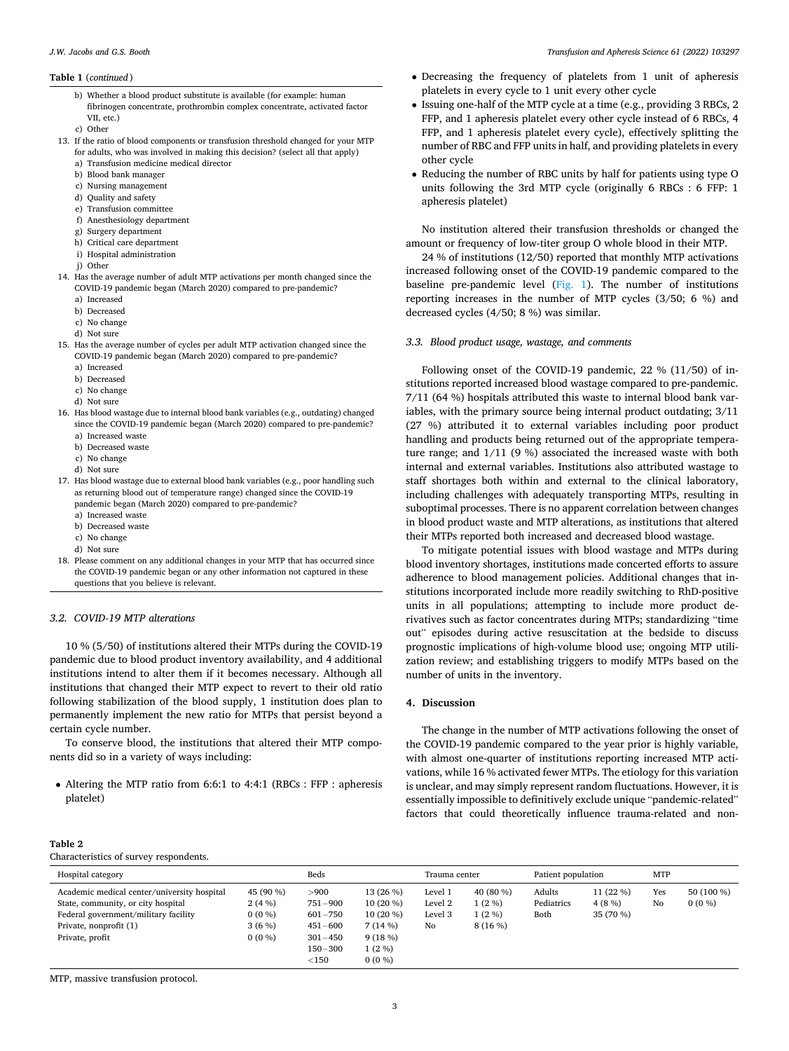**Table 1** (*continued*)

b) Whether a blood product substitute is available (for example: human fibrinogen concentrate, prothrombin complex concentrate, activated factor VII, etc.)
c) Other

13. If the ratio of blood components or transfusion threshold changed for your MTP for adults, who was involved in making this decision? (select all that apply)
    a) Transfusion medicine medical director
    b) Blood bank manager
    c) Nursing management
    d) Quality and safety
    e) Transfusion committee
    f) Anesthesiology department
    g) Surgery department
    h) Critical care department
    i) Hospital administration
    j) Other
14. Has the average number of adult MTP activations per month changed since the COVID-19 pandemic began (March 2020) compared to pre-pandemic?
    a) Increased
    b) Decreased
    c) No change
    d) Not sure
15. Has the average number of cycles per adult MTP activation changed since the COVID-19 pandemic began (March 2020) compared to pre-pandemic?
    a) Increased
    b) Decreased
    c) No change
    d) Not sure
16. Has blood wastage due to internal blood bank variables (e.g., outdating) changed since the COVID-19 pandemic began (March 2020) compared to pre-pandemic?
    a) Increased waste
    b) Decreased waste
    c) No change
    d) Not sure
17. Has blood wastage due to external blood bank variables (e.g., poor handling such as returning blood out of temperature range) changed since the COVID-19 pandemic began (March 2020) compared to pre-pandemic?
    a) Increased waste
    b) Decreased waste
    c) No change
    d) Not sure
18. Please comment on any additional changes in your MTP that has occurred since the COVID-19 pandemic began or any other information not captured in these questions that you believe is relevant.

### 3.2. COVID-19 MTP alterations

10 % (5/50) of institutions altered their MTPs during the COVID-19 pandemic due to blood product inventory availability, and 4 additional institutions intend to alter them if it becomes necessary. Although all institutions that changed their MTP expect to revert to their old ratio following stabilization of the blood supply, 1 institution does plan to permanently implement the new ratio for MTPs that persist beyond a certain cycle number.

To conserve blood, the institutions that altered their MTP components did so in a variety of ways including:

- Altering the MTP ratio from 6:6:1 to 4:4:1 (RBCs : FFP : apheresis platelet)
- Decreasing the frequency of platelets from 1 unit of apheresis platelets in every cycle to 1 unit every other cycle
- Issuing one-half of the MTP cycle at a time (e.g., providing 3 RBCs, 2 FFP, and 1 apheresis platelet every other cycle instead of 6 RBCs, 4 FFP, and 1 apheresis platelet every cycle), effectively splitting the number of RBC and FFP units in half, and providing platelets in every other cycle
- Reducing the number of RBC units by half for patients using type O units following the 3rd MTP cycle (originally 6 RBCs : 6 FFP: 1 apheresis platelet)

No institution altered their transfusion thresholds or changed the amount or frequency of low-titer group O whole blood in their MTP.

24 % of institutions (12/50) reported that monthly MTP activations increased following onset of the COVID-19 pandemic compared to the baseline pre-pandemic level (Fig. 1). The number of institutions reporting increases in the number of MTP cycles (3/50; 6 %) and decreased cycles (4/50; 8 %) was similar.

### 3.3. Blood product usage, wastage, and comments

Following onset of the COVID-19 pandemic, 22 % (11/50) of institutions reported increased blood wastage compared to pre-pandemic. 7/11 (64 %) hospitals attributed this waste to internal blood bank variables, with the primary source being internal product outdating; 3/11 (27 %) attributed it to external variables including poor product handling and products being returned out of the appropriate temperature range; and 1/11 (9 %) associated the increased waste with both internal and external variables. Institutions also attributed wastage to staff shortages both within and external to the clinical laboratory, including challenges with adequately transporting MTPs, resulting in suboptimal processes. There is no apparent correlation between changes in blood product waste and MTP alterations, as institutions that altered their MTPs reported both increased and decreased blood wastage.

To mitigate potential issues with blood wastage and MTPs during blood inventory shortages, institutions made concerted efforts to assure adherence to blood management policies. Additional changes that institutions incorporated include more readily switching to RhD-positive units in all populations; attempting to include more product derivatives such as factor concentrates during MTPs; standardizing "time out" episodes during active resuscitation at the bedside to discuss prognostic implications of high-volume blood use; ongoing MTP utilization review; and establishing triggers to modify MTPs based on the number of units in the inventory.

## 4. Discussion

The change in the number of MTP activations following the onset of the COVID-19 pandemic compared to the year prior is highly variable, with almost one-quarter of institutions reporting increased MTP activations, while 16 % activated fewer MTPs. The etiology for this variation is unclear, and may simply represent random fluctuations. However, it is essentially impossible to definitively exclude unique "pandemic-related" factors that could theoretically influence trauma-related and non-

**Table 2**
Characteristics of survey respondents.

| Hospital category | | Beds | | Trauma center | | Patient population | | MTP | |
|---|---|---|---|---|---|---|---|---|---|
| Academic medical center/university hospital | 45 (90 %) | >900 | 13 (26 %) | Level 1 | 40 (80 %) | Adults | 11 (22 %) | Yes | 50 (100 %) |
| State, community, or city hospital | 2 (4 %) | 751−900 | 10 (20 %) | Level 2 | 1 (2 %) | Pediatrics | 4 (8 %) | No | 0 (0 %) |
| Federal government/military facility | 0 (0 %) | 601−750 | 10 (20 %) | Level 3 | 1 (2 %) | Both | 35 (70 %) | | |
| Private, nonprofit (1) | 3 (6 %) | 451−600 | 7 (14 %) | No | 8 (16 %) | | | | |
| Private, profit | 0 (0 %) | 301−450 | 9 (18 %) | | | | | | |
| | | 150−300 | 1 (2 %) | | | | | | |
| | | <150 | 0 (0 %) | | | | | | |

MTP, massive transfusion protocol.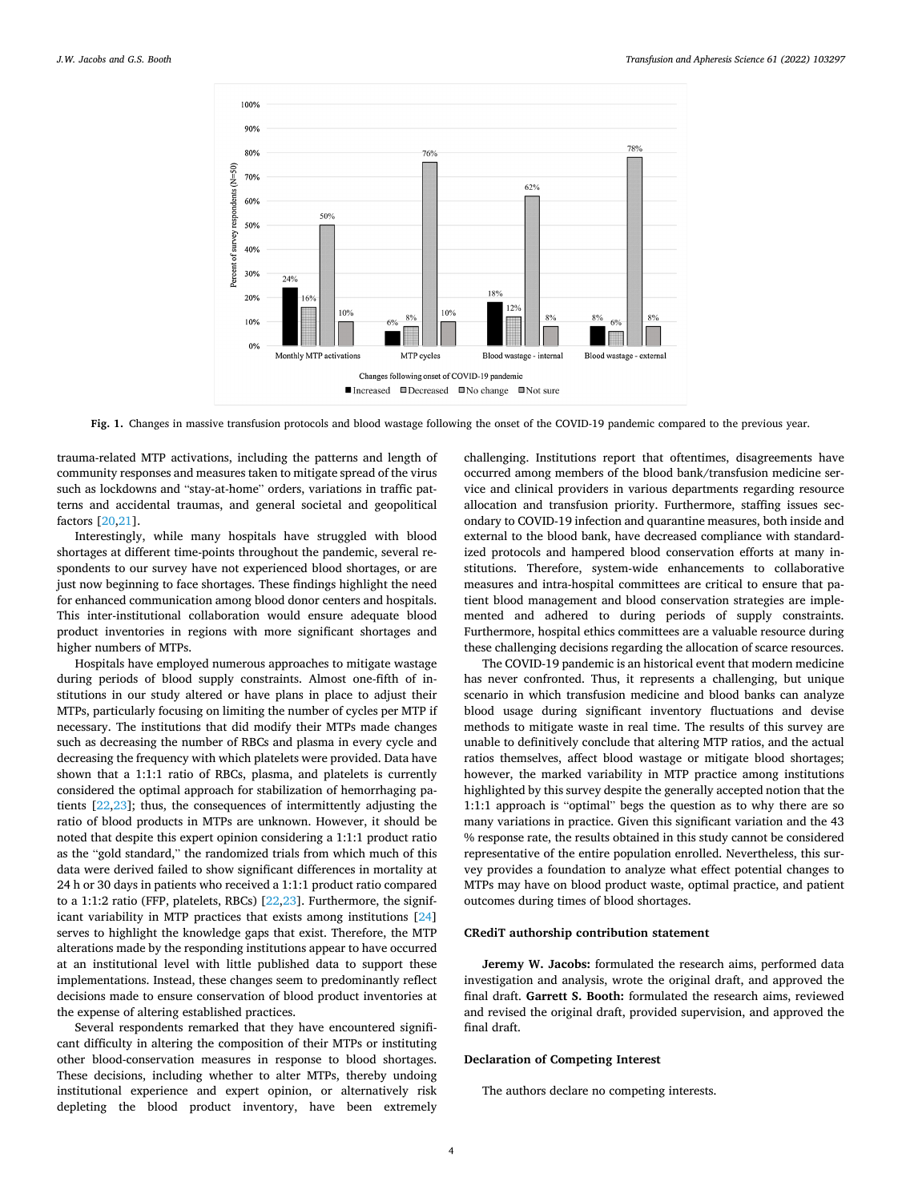Fig. 1. Changes in massive transfusion protocols and blood wastage following the onset of the COVID-19 pandemic compared to the previous year.

trauma-related MTP activations, including the patterns and length of community responses and measures taken to mitigate spread of the virus such as lockdowns and "stay-at-home" orders, variations in traffic patterns and accidental traumas, and general societal and geopolitical factors [20,21].

Interestingly, while many hospitals have struggled with blood shortages at different time-points throughout the pandemic, several respondents to our survey have not experienced blood shortages, or are just now beginning to face shortages. These findings highlight the need for enhanced communication among blood donor centers and hospitals. This inter-institutional collaboration would ensure adequate blood product inventories in regions with more significant shortages and higher numbers of MTPs.

Hospitals have employed numerous approaches to mitigate wastage during periods of blood supply constraints. Almost one-fifth of institutions in our study altered or have plans in place to adjust their MTPs, particularly focusing on limiting the number of cycles per MTP if necessary. The institutions that did modify their MTPs made changes such as decreasing the number of RBCs and plasma in every cycle and decreasing the frequency with which platelets were provided. Data have shown that a 1:1:1 ratio of RBCs, plasma, and platelets is currently considered the optimal approach for stabilization of hemorrhaging patients [22,23]; thus, the consequences of intermittently adjusting the ratio of blood products in MTPs are unknown. However, it should be noted that despite this expert opinion considering a 1:1:1 product ratio as the "gold standard," the randomized trials from which much of this data were derived failed to show significant differences in mortality at 24 h or 30 days in patients who received a 1:1:1 product ratio compared to a 1:1:2 ratio (FFP, platelets, RBCs) [22,23]. Furthermore, the significant variability in MTP practices that exists among institutions [24] serves to highlight the knowledge gaps that exist. Therefore, the MTP alterations made by the responding institutions appear to have occurred at an institutional level with little published data to support these implementations. Instead, these changes seem to predominantly reflect decisions made to ensure conservation of blood product inventories at the expense of altering established practices.

Several respondents remarked that they have encountered significant difficulty in altering the composition of their MTPs or instituting other blood-conservation measures in response to blood shortages. These decisions, including whether to alter MTPs, thereby undoing institutional experience and expert opinion, or alternatively risk depleting the blood product inventory, have been extremely challenging. Institutions report that oftentimes, disagreements have occurred among members of the blood bank/transfusion medicine service and clinical providers in various departments regarding resource allocation and transfusion priority. Furthermore, staffing issues secondary to COVID-19 infection and quarantine measures, both inside and external to the blood bank, have decreased compliance with standardized protocols and hampered blood conservation efforts at many institutions. Therefore, system-wide enhancements to collaborative measures and intra-hospital committees are critical to ensure that patient blood management and blood conservation strategies are implemented and adhered to during periods of supply constraints. Furthermore, hospital ethics committees are a valuable resource during these challenging decisions regarding the allocation of scarce resources.

The COVID-19 pandemic is an historical event that modern medicine has never confronted. Thus, it represents a challenging, but unique scenario in which transfusion medicine and blood banks can analyze blood usage during significant inventory fluctuations and devise methods to mitigate waste in real time. The results of this survey are unable to definitively conclude that altering MTP ratios, and the actual ratios themselves, affect blood wastage or mitigate blood shortages; however, the marked variability in MTP practice among institutions highlighted by this survey despite the generally accepted notion that the 1:1:1 approach is "optimal" begs the question as to why there are so many variations in practice. Given this significant variation and the 43 % response rate, the results obtained in this study cannot be considered representative of the entire population enrolled. Nevertheless, this survey provides a foundation to analyze what effect potential changes to MTPs may have on blood product waste, optimal practice, and patient outcomes during times of blood shortages.

### CRediT authorship contribution statement

**Jeremy W. Jacobs:** formulated the research aims, performed data investigation and analysis, wrote the original draft, and approved the final draft. **Garrett S. Booth:** formulated the research aims, reviewed and revised the original draft, provided supervision, and approved the final draft.

### Declaration of Competing Interest

The authors declare no competing interests.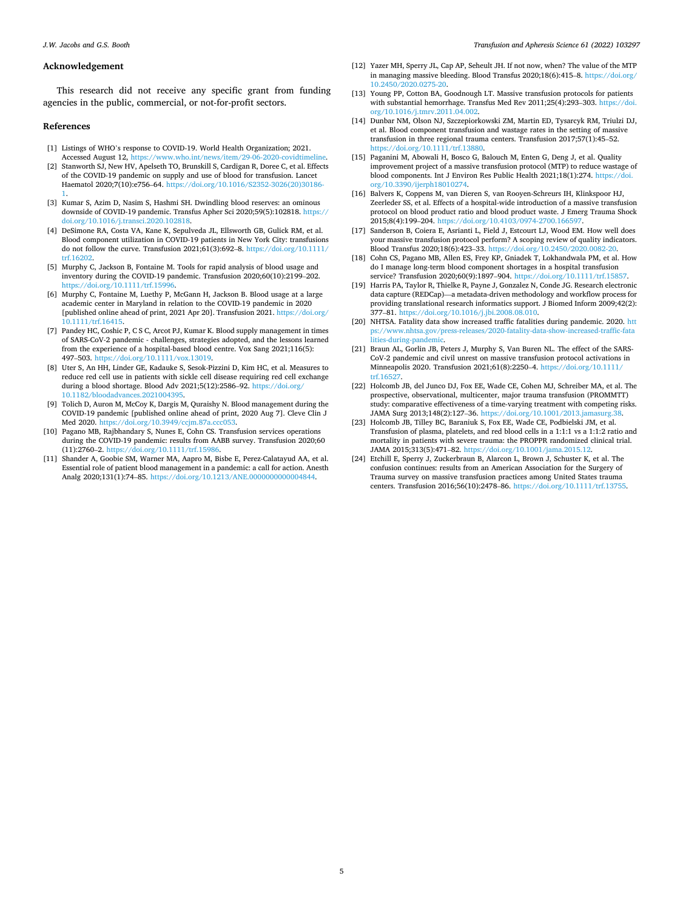## Acknowledgement

This research did not receive any specific grant from funding agencies in the public, commercial, or not-for-profit sectors.

## References

[1] Listings of WHO's response to COVID-19. World Health Organization; 2021. Accessed August 12, https://www.who.int/news/item/29-06-2020-covidtimeline.

[2] Stanworth SJ, New HV, Apelseth TO, Brunskill S, Cardigan R, Doree C, et al. Effects of the COVID-19 pandemic on supply and use of blood for transfusion. Lancet Haematol 2020;7(10):e756–64. https://doi.org/10.1016/S2352-3026(20)30186-1.

[3] Kumar S, Azim D, Nasim S, Hashmi SH. Dwindling blood reserves: an ominous downside of COVID-19 pandemic. Transfus Apher Sci 2020;59(5):102818. https://doi.org/10.1016/j.transci.2020.102818.

[4] DeSimone RA, Costa VA, Kane K, Sepulveda JL, Ellsworth GB, Gulick RM, et al. Blood component utilization in COVID-19 patients in New York City: transfusions do not follow the curve. Transfusion 2021;61(3):692–8. https://doi.org/10.1111/trf.16202.

[5] Murphy C, Jackson B, Fontaine M. Tools for rapid analysis of blood usage and inventory during the COVID-19 pandemic. Transfusion 2020;60(10):2199–202. https://doi.org/10.1111/trf.15996.

[6] Murphy C, Fontaine M, Luethy P, McGann H, Jackson B. Blood usage at a large academic center in Maryland in relation to the COVID-19 pandemic in 2020 [published online ahead of print, 2021 Apr 20]. Transfusion 2021. https://doi.org/10.1111/trf.16415.

[7] Pandey HC, Coshic P, C S C, Arcot PJ, Kumar K. Blood supply management in times of SARS-CoV-2 pandemic - challenges, strategies adopted, and the lessons learned from the experience of a hospital-based blood centre. Vox Sang 2021;116(5): 497–503. https://doi.org/10.1111/vox.13019.

[8] Uter S, An HH, Linder GE, Kadauke S, Sesok-Pizzini D, Kim HC, et al. Measures to reduce red cell use in patients with sickle cell disease requiring red cell exchange during a blood shortage. Blood Adv 2021;5(12):2586–92. https://doi.org/10.1182/bloodadvances.2021004395.

[9] Tolich D, Auron M, McCoy K, Dargis M, Quraishy N. Blood management during the COVID-19 pandemic [published online ahead of print, 2020 Aug 7]. Cleve Clin J Med 2020. https://doi.org/10.3949/ccjm.87a.ccc053.

[10] Pagano MB, Rajbhandary S, Nunes E, Cohn CS. Transfusion services operations during the COVID-19 pandemic: results from AABB survey. Transfusion 2020;60 (11):2760–2. https://doi.org/10.1111/trf.15986.

[11] Shander A, Goobie SM, Warner MA, Aapro M, Bisbe E, Perez-Calatayud AA, et al. Essential role of patient blood management in a pandemic: a call for action. Anesth Analg 2020;131(1):74–85. https://doi.org/10.1213/ANE.0000000000004844.

[12] Yazer MH, Sperry JL, Cap AP, Seheult JH. If not now, when? The value of the MTP in managing massive bleeding. Blood Transfus 2020;18(6):415–8. https://doi.org/10.2450/2020.0275-20.

[13] Young PP, Cotton BA, Goodnough LT. Massive transfusion protocols for patients with substantial hemorrhage. Transfus Med Rev 2011;25(4):293–303. https://doi.org/10.1016/j.tmrv.2011.04.002.

[14] Dunbar NM, Olson NJ, Szczepiorkowski ZM, Martin ED, Tysarcyk RM, Triulzi DJ, et al. Blood component transfusion and wastage rates in the setting of massive transfusion in three regional trauma centers. Transfusion 2017;57(1):45–52. https://doi.org/10.1111/trf.13880.

[15] Paganini M, Abowali H, Bosco G, Balouch M, Enten G, Deng J, et al. Quality improvement project of a massive transfusion protocol (MTP) to reduce wastage of blood components. Int J Environ Res Public Health 2021;18(1):274. https://doi.org/10.3390/ijerph18010274.

[16] Balvers K, Coppens M, van Dieren S, van Rooyen-Schreurs IH, Klinkspoor HJ, Zeerleder SS, et al. Effects of a hospital-wide introduction of a massive transfusion protocol on blood product ratio and blood product waste. J Emerg Trauma Shock 2015;8(4):199–204. https://doi.org/10.4103/0974-2700.166597.

[17] Sanderson B, Coiera E, Asrianti L, Field J, Estcourt LJ, Wood EM. How well does your massive transfusion protocol perform? A scoping review of quality indicators. Blood Transfus 2020;18(6):423–33. https://doi.org/10.2450/2020.0082-20.

[18] Cohn CS, Pagano MB, Allen ES, Frey KP, Gniadek T, Lokhandwala PM, et al. How do I manage long-term blood component shortages in a hospital transfusion service? Transfusion 2020;60(9):1897–904. https://doi.org/10.1111/trf.15857.

[19] Harris PA, Taylor R, Thielke R, Payne J, Gonzalez N, Conde JG. Research electronic data capture (REDCap)—a metadata-driven methodology and workflow process for providing translational research informatics support. J Biomed Inform 2009;42(2): 377–81. https://doi.org/10.1016/j.jbi.2008.08.010.

[20] NHTSA. Fatality data show increased traffic fatalities during pandemic. 2020. https://www.nhtsa.gov/press-releases/2020-fatality-data-show-increased-traffic-fatalities-during-pandemic.

[21] Braun AL, Gorlin JB, Peters J, Murphy S, Van Buren NL. The effect of the SARS-CoV-2 pandemic and civil unrest on massive transfusion protocol activations in Minneapolis 2020. Transfusion 2021;61(8):2250–4. https://doi.org/10.1111/trf.16527.

[22] Holcomb JB, del Junco DJ, Fox EE, Wade CE, Cohen MJ, Schreiber MA, et al. The prospective, observational, multicenter, major trauma transfusion (PROMMTT) study: comparative effectiveness of a time-varying treatment with competing risks. JAMA Surg 2013;148(2):127–36. https://doi.org/10.1001/2013.jamasurg.38.

[23] Holcomb JB, Tilley BC, Baraniuk S, Fox EE, Wade CE, Podbielski JM, et al. Transfusion of plasma, platelets, and red blood cells in a 1:1:1 vs a 1:1:2 ratio and mortality in patients with severe trauma: the PROPPR randomized clinical trial. JAMA 2015;313(5):471–82. https://doi.org/10.1001/jama.2015.12.

[24] Etchill E, Sperry J, Zuckerbraun B, Alarcon L, Brown J, Schuster K, et al. The confusion continues: results from an American Association for the Surgery of Trauma survey on massive transfusion practices among United States trauma centers. Transfusion 2016;56(10):2478–86. https://doi.org/10.1111/trf.13755.